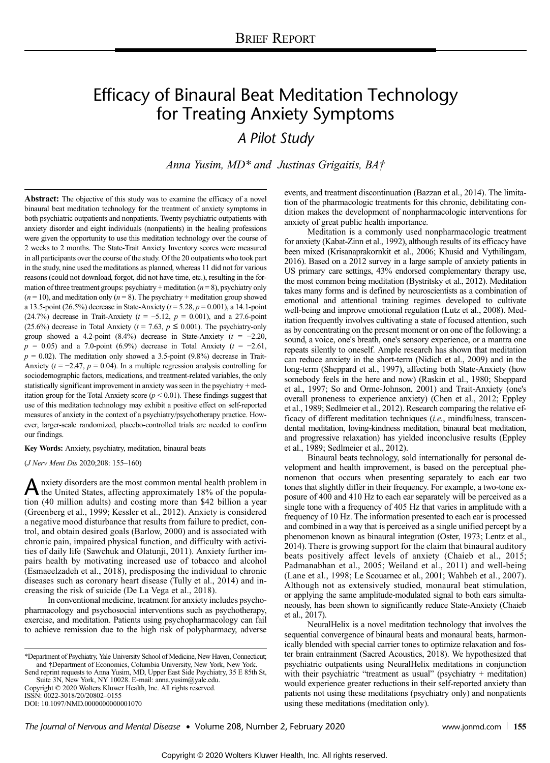BRIEF REPORT

# Efficacy of Binaural Beat Meditation Technology for Treating Anxiety Symptoms

## *A Pilot Study*

*Anna Yusim, MD\* and Justinas Grigaitis, BA†*

**Abstract:** The objective of this study was to examine the efficacy of a novel binaural beat meditation technology for the treatment of anxiety symptoms in both psychiatric outpatients and nonpatients. Twenty psychiatric outpatients with anxiety disorder and eight individuals (nonpatients) in the healing professions were given the opportunity to use this meditation technology over the course of 2 weeks to 2 months. The State-Trait Anxiety Inventory scores were measured in all participants over the course of the study. Of the 20 outpatients who took part in the study, nine used the meditations as planned, whereas 11 did not for various reasons (could not download, forgot, did not have time, etc.), resulting in the formation of three treatment groups: psychiatry + meditation ($n = 8$), psychiatry only ($n = 10$), and meditation only ($n = 8$). The psychiatry + meditation group showed a 13.5-point (26.5%) decrease in State-Anxiety ($t = 5.28$, $p = 0.001$), a 14.1-point (24.7%) decrease in Trait-Anxiety ($t = -5.12$, $p = 0.001$), and a 27.6-point (25.6%) decrease in Total Anxiety ($t = 7.63$, $p \leq 0.001$). The psychiatry-only group showed a 4.2-point (8.4%) decrease in State-Anxiety ($t = -2.20$, $p = 0.05$) and a 7.0-point (6.9%) decrease in Total Anxiety ($t = -2.61$, $p = 0.02$). The meditation only showed a 3.5-point (9.8%) decrease in Trait-Anxiety ($t = -2.47$, $p = 0.04$). In a multiple regression analysis controlling for sociodemographic factors, medications, and treatment-related variables, the only statistically significant improvement in anxiety was seen in the psychiatry + meditation group for the Total Anxiety score ($p < 0.01$). These findings suggest that use of this meditation technology may exhibit a positive effect on self-reported measures of anxiety in the context of a psychiatry/psychotherapy practice. However, larger-scale randomized, placebo-controlled trials are needed to confirm our findings.

**Key Words:** Anxiety, psychiatry, meditation, binaural beats

(*J Nerv Ment Dis* 2020;208: 155–160)

Anxiety disorders are the most common mental health problem in the United States, affecting approximately 18% of the population (40 million adults) and costing more than $42 billion a year (Greenberg et al., 1999; Kessler et al., 2012). Anxiety is considered a negative mood disturbance that results from failure to predict, control, and obtain desired goals (Barlow, 2000) and is associated with chronic pain, impaired physical function, and difficulty with activities of daily life (Sawchuk and Olatunji, 2011). Anxiety further impairs health by motivating increased use of tobacco and alcohol (Esmaeelzadeh et al., 2018), predisposing the individual to chronic diseases such as coronary heart disease (Tully et al., 2014) and increasing the risk of suicide (De La Vega et al., 2018).

In conventional medicine, treatment for anxiety includes psychopharmacology and psychosocial interventions such as psychotherapy, exercise, and meditation. Patients using psychopharmacology can fail to achieve remission due to the high risk of polypharmacy, adverse events, and treatment discontinuation (Bazzan et al., 2014). The limitation of the pharmacologic treatments for this chronic, debilitating condition makes the development of nonpharmacologic interventions for anxiety of great public health importance.

Meditation is a commonly used nonpharmacologic treatment for anxiety (Kabat-Zinn et al., 1992), although results of its efficacy have been mixed (Krisanaprakornkit et al., 2006; Khusid and Vythilingam, 2016). Based on a 2012 survey in a large sample of anxiety patients in US primary care settings, 43% endorsed complementary therapy use, the most common being meditation (Bystritsky et al., 2012). Meditation takes many forms and is defined by neuroscientists as a combination of emotional and attentional training regimes developed to cultivate well-being and improve emotional regulation (Lutz et al., 2008). Meditation frequently involves cultivating a state of focused attention, such as by concentrating on the present moment or on one of the following: a sound, a voice, one's breath, one's sensory experience, or a mantra one repeats silently to oneself. Ample research has shown that meditation can reduce anxiety in the short-term (Nidich et al., 2009) and in the long-term (Sheppard et al., 1997), affecting both State-Anxiety (how somebody feels in the here and now) (Raskin et al., 1980; Sheppard et al., 1997; So and Orme-Johnson, 2001) and Trait-Anxiety (one's overall proneness to experience anxiety) (Chen et al., 2012; Eppley et al., 1989; Sedlmeier et al., 2012). Research comparing the relative efficacy of different meditation techniques (*i.e.*, mindfulness, transcendental meditation, loving-kindness meditation, binaural beat meditation, and progressive relaxation) has yielded inconclusive results (Eppley et al., 1989; Sedlmeier et al., 2012).

Binaural beats technology, sold internationally for personal development and health improvement, is based on the perceptual phenomenon that occurs when presenting separately to each ear two tones that slightly differ in their frequency. For example, a two-tone exposure of 400 and 410 Hz to each ear separately will be perceived as a single tone with a frequency of 405 Hz that varies in amplitude with a frequency of 10 Hz. The information presented to each ear is processed and combined in a way that is perceived as a single unified percept by a phenomenon known as binaural integration (Oster, 1973; Lentz et al., 2014). There is growing support for the claim that binaural auditory beats positively affect levels of anxiety (Chaieb et al., 2015; Padmanabhan et al., 2005; Weiland et al., 2011) and well-being (Lane et al., 1998; Le Scouarnec et al., 2001; Wahbeh et al., 2007). Although not as extensively studied, monaural beat stimulation, or applying the same amplitude-modulated signal to both ears simultaneously, has been shown to significantly reduce State-Anxiety (Chaieb et al., 2017).

NeuralHelix is a novel meditation technology that involves the sequential convergence of binaural beats and monaural beats, harmonically blended with special carrier tones to optimize relaxation and foster brain entrainment (Sacred Acoustics, 2018). We hypothesized that psychiatric outpatients using NeuralHelix meditations in conjunction with their psychiatric "treatment as usual" (psychiatry + meditation) would experience greater reductions in their self-reported anxiety than patients not using these meditations (psychiatry only) and nonpatients using these meditations (meditation only).

\*Department of Psychiatry, Yale University School of Medicine, New Haven, Connecticut; and †Department of Economics, Columbia University, New York, New York.
Send reprint requests to Anna Yusim, MD, Upper East Side Psychiatry, 35 E 85th St, Suite 3N, New York, NY 10028. E-mail: anna.yusim@yale.edu.
Copyright © 2020 Wolters Kluwer Health, Inc. All rights reserved.
ISSN: 0022-3018/20/20802–0155
DOI: 10.1097/NMD.0000000000001070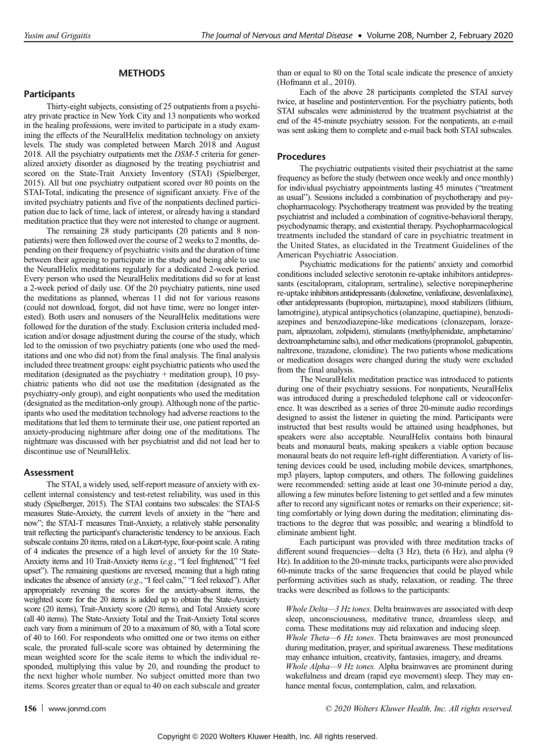## METHODS

### Participants

Thirty-eight subjects, consisting of 25 outpatients from a psychiatry private practice in New York City and 13 nonpatients who worked in the healing professions, were invited to participate in a study examining the effects of the NeuralHelix meditation technology on anxiety levels. The study was completed between March 2018 and August 2018. All the psychiatry outpatients met the *DSM-5* criteria for generalized anxiety disorder as diagnosed by the treating psychiatrist and scored on the State-Trait Anxiety Inventory (STAI) (Spielberger, 2015). All but one psychiatry outpatient scored over 80 points on the STAI-Total, indicating the presence of significant anxiety. Five of the invited psychiatry patients and five of the nonpatients declined participation due to lack of time, lack of interest, or already having a standard meditation practice that they were not interested to change or augment.

The remaining 28 study participants (20 patients and 8 nonpatients) were then followed over the course of 2 weeks to 2 months, depending on their frequency of psychiatric visits and the duration of time between their agreeing to participate in the study and being able to use the NeuralHelix meditations regularly for a dedicated 2-week period. Every person who used the NeuralHelix meditations did so for at least a 2-week period of daily use. Of the 20 psychiatry patients, nine used the meditations as planned, whereas 11 did not for various reasons (could not download, forgot, did not have time, were no longer interested). Both users and nonusers of the NeuralHelix meditations were followed for the duration of the study. Exclusion criteria included medication and/or dosage adjustment during the course of the study, which led to the omission of two psychiatry patients (one who used the meditations and one who did not) from the final analysis. The final analysis included three treatment groups: eight psychiatric patients who used the meditation (designated as the psychiatry + meditation group), 10 psychiatric patients who did not use the meditation (designated as the psychiatry-only group), and eight nonpatients who used the meditation (designated as the meditation-only group). Although none of the participants who used the meditation technology had adverse reactions to the meditations that led them to terminate their use, one patient reported an anxiety-producing nightmare after doing one of the meditations. The nightmare was discussed with her psychiatrist and did not lead her to discontinue use of NeuralHelix.

### Assessment

The STAI, a widely used, self-report measure of anxiety with excellent internal consistency and test-retest reliability, was used in this study (Spielberger, 2015). The STAI contains two subscales: the STAI-S measures State-Anxiety, the current levels of anxiety in the "here and now"; the STAI-T measures Trait-Anxiety, a relatively stable personality trait reflecting the participant's characteristic tendency to be anxious. Each subscale contains 20 items, rated on a Likert-type, four-point scale. A rating of 4 indicates the presence of a high level of anxiety for the 10 State-Anxiety items and 10 Trait-Anxiety items (*e.g.*, "I feel frightened," "I feel upset"). The remaining questions are reversed, meaning that a high rating indicates the absence of anxiety (*e.g.*, "I feel calm," "I feel relaxed"). After appropriately reversing the scores for the anxiety-absent items, the weighted score for the 20 items is added up to obtain the State-Anxiety score (20 items), Trait-Anxiety score (20 items), and Total Anxiety score (all 40 items). The State-Anxiety Total and the Trait-Anxiety Total scores each vary from a minimum of 20 to a maximum of 80, with a Total score of 40 to 160. For respondents who omitted one or two items on either scale, the prorated full-scale score was obtained by determining the mean weighted score for the scale items to which the individual responded, multiplying this value by 20, and rounding the product to the next higher whole number. No subject omitted more than two items. Scores greater than or equal to 40 on each subscale and greater than or equal to 80 on the Total scale indicate the presence of anxiety (Hofmann et al., 2010).

Each of the above 28 participants completed the STAI survey twice, at baseline and postintervention. For the psychiatry patients, both STAI subscales were administered by the treatment psychiatrist at the end of the 45-minute psychiatry session. For the nonpatients, an e-mail was sent asking them to complete and e-mail back both STAI subscales.

### Procedures

The psychiatric outpatients visited their psychiatrist at the same frequency as before the study (between once weekly and once monthly) for individual psychiatry appointments lasting 45 minutes ("treatment as usual"). Sessions included a combination of psychotherapy and psychopharmacology. Psychotherapy treatment was provided by the treating psychiatrist and included a combination of cognitive-behavioral therapy, psychodynamic therapy, and existential therapy. Psychopharmacological treatments included the standard of care in psychiatric treatment in the United States, as elucidated in the Treatment Guidelines of the American Psychiatric Association.

Psychiatric medications for the patients' anxiety and comorbid conditions included selective serotonin re-uptake inhibitors antidepressants (escitalopram, citalopram, sertraline), selective norepinepherine re-uptake inhibitors antidepressants (duloxetine, venlafaxine, desvenlafaxine), other antidepressants (bupropion, mirtazapine), mood stabilizers (lithium, lamotrigine), atypical antipsychotics (olanzapine, quetiapine), benzodiazepines and benzodiazepine-like medications (clonazepam, lorazepam, alprazolam, zolpidem), stimulants (methylphenidate, amphetamine/dextroamphetamine salts), and other medications (propranolol, gabapentin, naltrexone, trazadone, clonidine). The two patients whose medications or medication dosages were changed during the study were excluded from the final analysis.

The NeuralHelix meditation practice was introduced to patients during one of their psychiatry sessions. For nonpatients, NeuralHelix was introduced during a prescheduled telephone call or videoconference. It was described as a series of three 20-minute audio recordings designed to assist the listener in quieting the mind. Participants were instructed that best results would be attained using headphones, but speakers were also acceptable. NeuralHelix contains both binaural beats and monaural beats, making speakers a viable option because monaural beats do not require left-right differentiation. A variety of listening devices could be used, including mobile devices, smartphones, mp3 players, laptop computers, and others. The following guidelines were recommended: setting aside at least one 30-minute period a day, allowing a few minutes before listening to get settled and a few minutes after to record any significant notes or remarks on their experience; sitting comfortably or lying down during the meditation; eliminating distractions to the degree that was possible; and wearing a blindfold to eliminate ambient light.

Each participant was provided with three meditation tracks of different sound frequencies—delta (3 Hz), theta (6 Hz), and alpha (9 Hz). In addition to the 20-minute tracks, participants were also provided 60-minute tracks of the same frequencies that could be played while performing activities such as study, relaxation, or reading. The three tracks were described as follows to the participants:

*Whole Delta—3 Hz tones*. Delta brainwaves are associated with deep sleep, unconsciousness, meditative trance, dreamless sleep, and coma. These meditations may aid relaxation and inducing sleep.

*Whole Theta—6 Hz tones*. Theta brainwaves are most pronounced during meditation, prayer, and spiritual awareness. These meditations may enhance intuition, creativity, fantasies, imagery, and dreams.

*Whole Alpha—9 Hz tones.* Alpha brainwaves are prominent during wakefulness and dream (rapid eye movement) sleep. They may enhance mental focus, contemplation, calm, and relaxation.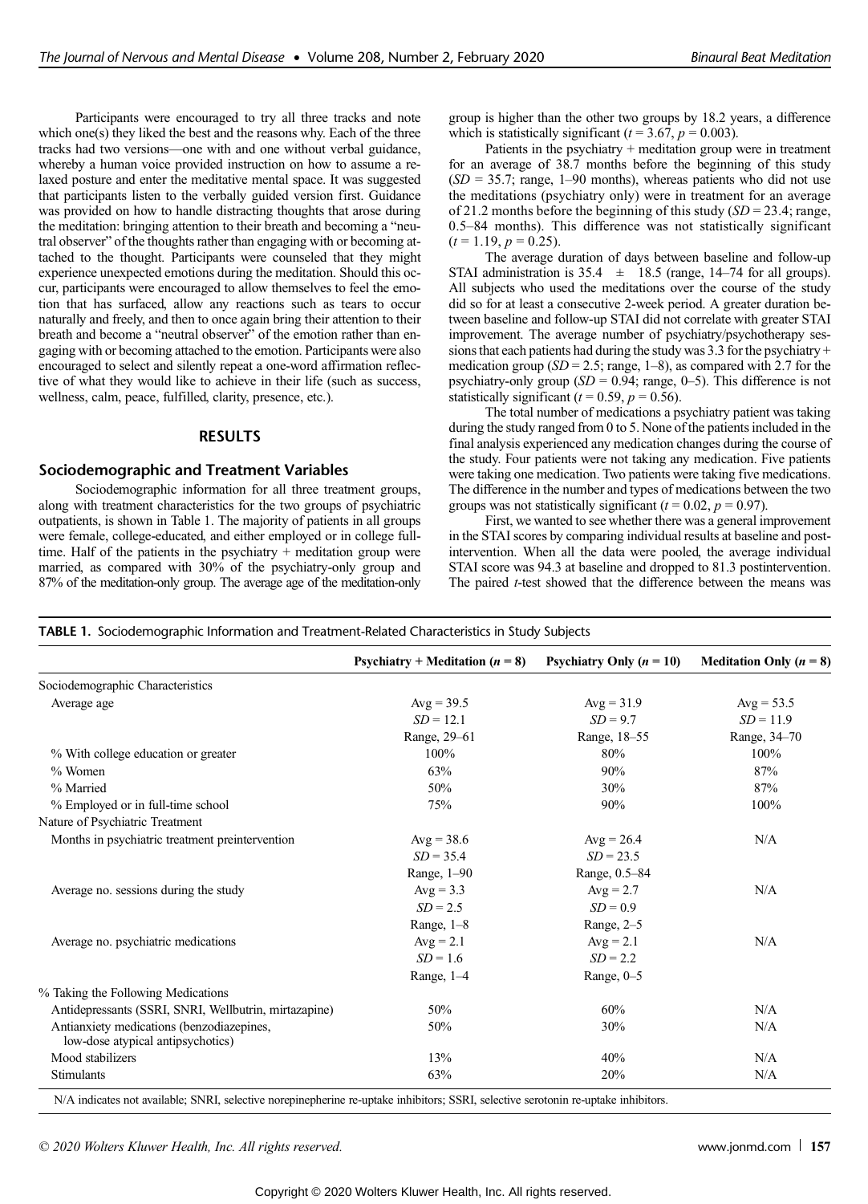Participants were encouraged to try all three tracks and note which one(s) they liked the best and the reasons why. Each of the three tracks had two versions—one with and one without verbal guidance, whereby a human voice provided instruction on how to assume a relaxed posture and enter the meditative mental space. It was suggested that participants listen to the verbally guided version first. Guidance was provided on how to handle distracting thoughts that arose during the meditation: bringing attention to their breath and becoming a "neutral observer" of the thoughts rather than engaging with or becoming attached to the thought. Participants were counseled that they might experience unexpected emotions during the meditation. Should this occur, participants were encouraged to allow themselves to feel the emotion that has surfaced, allow any reactions such as tears to occur naturally and freely, and then to once again bring their attention to their breath and become a "neutral observer" of the emotion rather than engaging with or becoming attached to the emotion. Participants were also encouraged to select and silently repeat a one-word affirmation reflective of what they would like to achieve in their life (such as success, wellness, calm, peace, fulfilled, clarity, presence, etc.).

## RESULTS

### Sociodemographic and Treatment Variables

Sociodemographic information for all three treatment groups, along with treatment characteristics for the two groups of psychiatric outpatients, is shown in Table 1. The majority of patients in all groups were female, college-educated, and either employed or in college full-time. Half of the patients in the psychiatry + meditation group were married, as compared with 30% of the psychiatry-only group and 87% of the meditation-only group. The average age of the meditation-only group is higher than the other two groups by 18.2 years, a difference which is statistically significant ($t = 3.67$, $p = 0.003$).

Patients in the psychiatry + meditation group were in treatment for an average of 38.7 months before the beginning of this study ($SD = 35.7$; range, 1–90 months), whereas patients who did not use the meditations (psychiatry only) were in treatment for an average of 21.2 months before the beginning of this study ($SD = 23.4$; range, 0.5–84 months). This difference was not statistically significant ($t = 1.19$, $p = 0.25$).

The average duration of days between baseline and follow-up STAI administration is 35.4 ± 18.5 (range, 14–74 for all groups). All subjects who used the meditations over the course of the study did so for at least a consecutive 2-week period. A greater duration between baseline and follow-up STAI did not correlate with greater STAI improvement. The average number of psychiatry/psychotherapy sessions that each patients had during the study was 3.3 for the psychiatry + medication group ($SD = 2.5$; range, 1–8), as compared with 2.7 for the psychiatry-only group ($SD = 0.94$; range, 0–5). This difference is not statistically significant ($t = 0.59$, $p = 0.56$).

The total number of medications a psychiatry patient was taking during the study ranged from 0 to 5. None of the patients included in the final analysis experienced any medication changes during the course of the study. Four patients were not taking any medication. Five patients were taking one medication. Two patients were taking five medications. The difference in the number and types of medications between the two groups was not statistically significant ($t = 0.02$, $p = 0.97$).

First, we wanted to see whether there was a general improvement in the STAI scores by comparing individual results at baseline and post-intervention. When all the data were pooled, the average individual STAI score was 94.3 at baseline and dropped to 81.3 postintervention. The paired *t*-test showed that the difference between the means was

**TABLE 1.** Sociodemographic Information and Treatment-Related Characteristics in Study Subjects

| | Psychiatry + Meditation ($n = 8$) | Psychiatry Only ($n = 10$) | Meditation Only ($n = 8$) |
|---|---|---|---|
| Sociodemographic Characteristics | | | |
| Average age | Avg = 39.5<br>$SD = 12.1$<br>Range, 29–61 | Avg = 31.9<br>$SD = 9.7$<br>Range, 18–55 | Avg = 53.5<br>$SD = 11.9$<br>Range, 34–70 |
| % With college education or greater | 100% | 80% | 100% |
| % Women | 63% | 90% | 87% |
| % Married | 50% | 30% | 87% |
| % Employed or in full-time school | 75% | 90% | 100% |
| Nature of Psychiatric Treatment | | | |
| Months in psychiatric treatment preintervention | Avg = 38.6<br>$SD = 35.4$<br>Range, 1–90 | Avg = 26.4<br>$SD = 23.5$<br>Range, 0.5–84 | N/A |
| Average no. sessions during the study | Avg = 3.3<br>$SD = 2.5$<br>Range, 1–8 | Avg = 2.7<br>$SD = 0.9$<br>Range, 2–5 | N/A |
| Average no. psychiatric medications | Avg = 2.1<br>$SD = 1.6$<br>Range, 1–4 | Avg = 2.1<br>$SD = 2.2$<br>Range, 0–5 | N/A |
| % Taking the Following Medications | | | |
| Antidepressants (SSRI, SNRI, Wellbutrin, mirtazapine) | 50% | 60% | N/A |
| Antianxiety medications (benzodiazepines, low-dose atypical antipsychotics) | 50% | 30% | N/A |
| Mood stabilizers | 13% | 40% | N/A |
| Stimulants | 63% | 20% | N/A |

N/A indicates not available; SNRI, selective norepinepherine re-uptake inhibitors; SSRI, selective serotonin re-uptake inhibitors.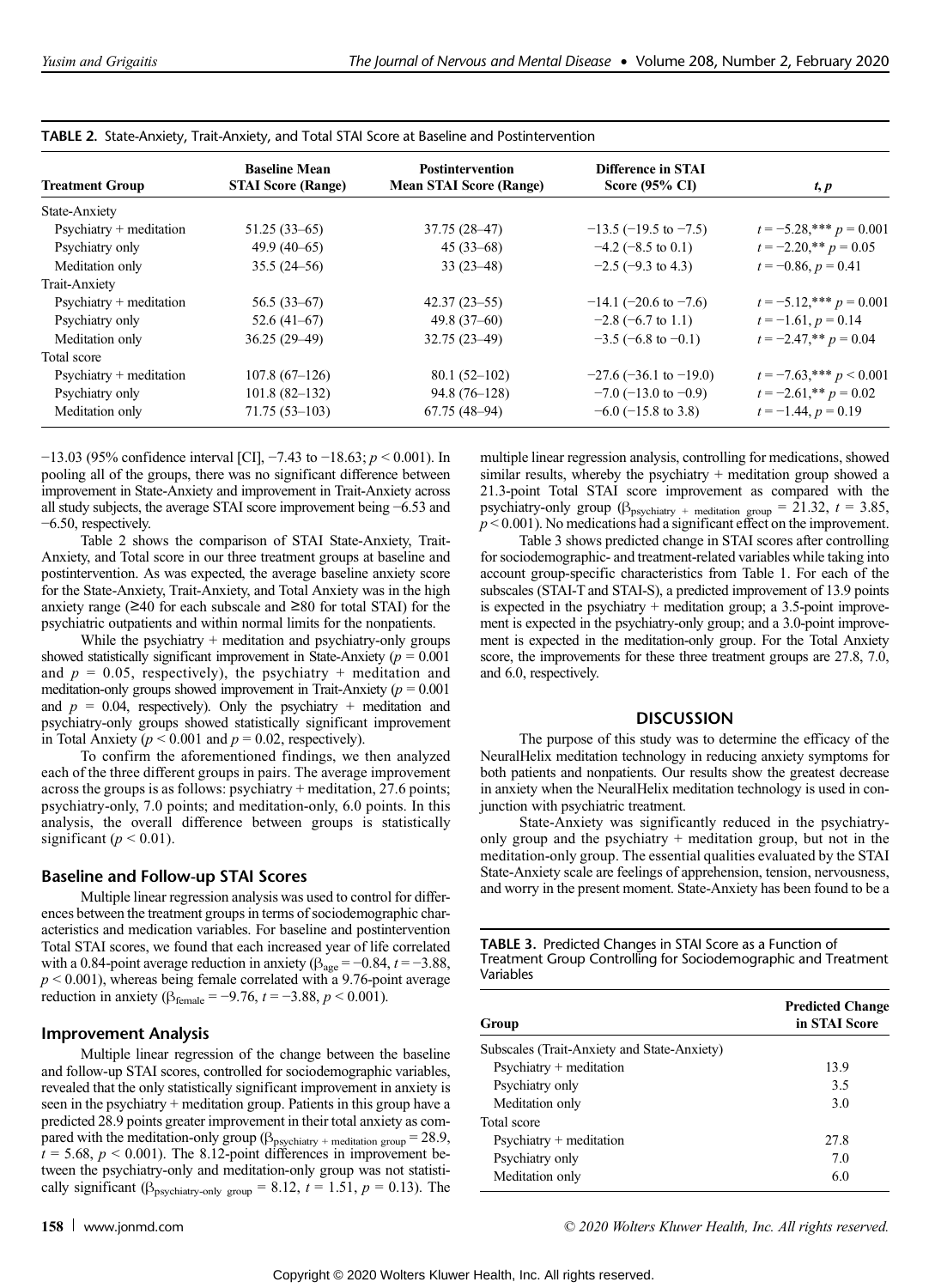**TABLE 2.** State-Anxiety, Trait-Anxiety, and Total STAI Score at Baseline and Postintervention

| Treatment Group | Baseline Mean STAI Score (Range) | Postintervention Mean STAI Score (Range) | Difference in STAI Score (95% CI) | t, p |
|---|---|---|---|---|
| State-Anxiety | | | | |
| Psychiatry + meditation | 51.25 (33–65) | 37.75 (28–47) | −13.5 (−19.5 to −7.5) | $t = −5.28$,*** $p = 0.001$ |
| Psychiatry only | 49.9 (40–65) | 45 (33–68) | −4.2 (−8.5 to 0.1) | $t = −2.20$,** $p = 0.05$ |
| Meditation only | 35.5 (24–56) | 33 (23–48) | −2.5 (−9.3 to 4.3) | $t = −0.86$, $p = 0.41$ |
| Trait-Anxiety | | | | |
| Psychiatry + meditation | 56.5 (33–67) | 42.37 (23–55) | −14.1 (−20.6 to −7.6) | $t = −5.12$,*** $p = 0.001$ |
| Psychiatry only | 52.6 (41–67) | 49.8 (37–60) | −2.8 (−6.7 to 1.1) | $t = −1.61$, $p = 0.14$ |
| Meditation only | 36.25 (29–49) | 32.75 (23–49) | −3.5 (−6.8 to −0.1) | $t = −2.47$,** $p = 0.04$ |
| Total score | | | | |
| Psychiatry + meditation | 107.8 (67–126) | 80.1 (52–102) | −27.6 (−36.1 to −19.0) | $t = −7.63$,*** $p < 0.001$ |
| Psychiatry only | 101.8 (82–132) | 94.8 (76–128) | −7.0 (−13.0 to −0.9) | $t = −2.61$,** $p = 0.02$ |
| Meditation only | 71.75 (53–103) | 67.75 (48–94) | −6.0 (−15.8 to 3.8) | $t = −1.44$, $p = 0.19$ |

−13.03 (95% confidence interval [CI], −7.43 to −18.63; $p < 0.001$). In pooling all of the groups, there was no significant difference between improvement in State-Anxiety and improvement in Trait-Anxiety across all study subjects, the average STAI score improvement being −6.53 and −6.50, respectively.

Table 2 shows the comparison of STAI State-Anxiety, Trait-Anxiety, and Total score in our three treatment groups at baseline and postintervention. As was expected, the average baseline anxiety score for the State-Anxiety, Trait-Anxiety, and Total Anxiety was in the high anxiety range (≥40 for each subscale and ≥80 for total STAI) for the psychiatric outpatients and within normal limits for the nonpatients.

While the psychiatry + meditation and psychiatry-only groups showed statistically significant improvement in State-Anxiety ($p = 0.001$ and $p = 0.05$, respectively), the psychiatry + meditation and meditation-only groups showed improvement in Trait-Anxiety ($p = 0.001$ and $p = 0.04$, respectively). Only the psychiatry + meditation and psychiatry-only groups showed statistically significant improvement in Total Anxiety ($p < 0.001$ and $p = 0.02$, respectively).

To confirm the aforementioned findings, we then analyzed each of the three different groups in pairs. The average improvement across the groups is as follows: psychiatry + meditation, 27.6 points; psychiatry-only, 7.0 points; and meditation-only, 6.0 points. In this analysis, the overall difference between groups is statistically significant ($p < 0.01$).

### Baseline and Follow-up STAI Scores

Multiple linear regression analysis was used to control for differences between the treatment groups in terms of sociodemographic characteristics and medication variables. For baseline and postintervention Total STAI scores, we found that each increased year of life correlated with a 0.84-point average reduction in anxiety ($\beta_{age} = −0.84$, $t = −3.88$, $p < 0.001$), whereas being female correlated with a 9.76-point average reduction in anxiety ($\beta_{female} = −9.76$, $t = −3.88$, $p < 0.001$).

### Improvement Analysis

Multiple linear regression of the change between the baseline and follow-up STAI scores, controlled for sociodemographic variables, revealed that the only statistically significant improvement in anxiety is seen in the psychiatry + meditation group. Patients in this group have a predicted 28.9 points greater improvement in their total anxiety as compared with the meditation-only group ($\beta_{psychiatry\ +\ meditation\ group} = 28.9$, $t = 5.68$, $p < 0.001$). The 8.12-point differences in improvement between the psychiatry-only and meditation-only group was not statistically significant ($\beta_{psychiatry\text{-}only\ group} = 8.12$, $t = 1.51$, $p = 0.13$). The multiple linear regression analysis, controlling for medications, showed similar results, whereby the psychiatry + meditation group showed a 21.3-point Total STAI score improvement as compared with the psychiatry-only group ($\beta_{psychiatry\ +\ meditation\ group} = 21.32$, $t = 3.85$, $p < 0.001$). No medications had a significant effect on the improvement.

Table 3 shows predicted change in STAI scores after controlling for sociodemographic- and treatment-related variables while taking into account group-specific characteristics from Table 1. For each of the subscales (STAI-T and STAI-S), a predicted improvement of 13.9 points is expected in the psychiatry + meditation group; a 3.5-point improvement is expected in the psychiatry-only group; and a 3.0-point improvement is expected in the meditation-only group. For the Total Anxiety score, the improvements for these three treatment groups are 27.8, 7.0, and 6.0, respectively.

## DISCUSSION

The purpose of this study was to determine the efficacy of the NeuralHelix meditation technology in reducing anxiety symptoms for both patients and nonpatients. Our results show the greatest decrease in anxiety when the NeuralHelix meditation technology is used in conjunction with psychiatric treatment.

State-Anxiety was significantly reduced in the psychiatry-only group and the psychiatry + meditation group, but not in the meditation-only group. The essential qualities evaluated by the STAI State-Anxiety scale are feelings of apprehension, tension, nervousness, and worry in the present moment. State-Anxiety has been found to be a

**TABLE 3.** Predicted Changes in STAI Score as a Function of Treatment Group Controlling for Sociodemographic and Treatment Variables

| Group | Predicted Change in STAI Score |
|---|---|
| Subscales (Trait-Anxiety and State-Anxiety) | |
| Psychiatry + meditation | 13.9 |
| Psychiatry only | 3.5 |
| Meditation only | 3.0 |
| Total score | |
| Psychiatry + meditation | 27.8 |
| Psychiatry only | 7.0 |
| Meditation only | 6.0 |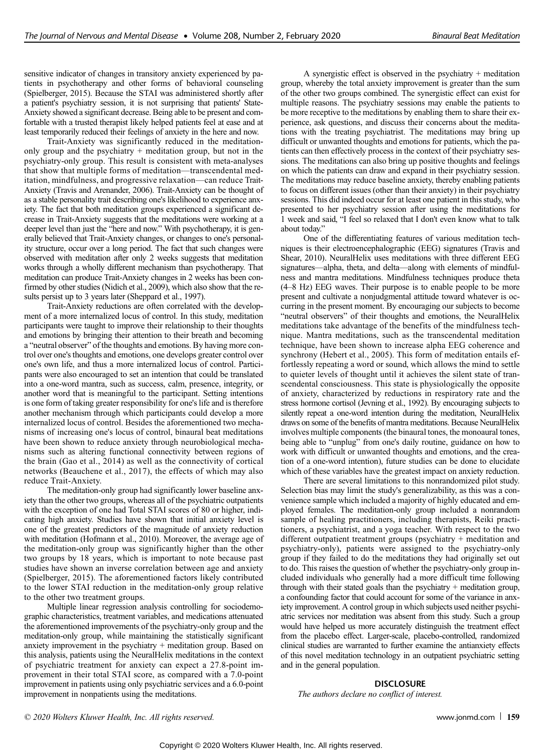sensitive indicator of changes in transitory anxiety experienced by patients in psychotherapy and other forms of behavioral counseling (Spielberger, 2015). Because the STAI was administered shortly after a patient's psychiatry session, it is not surprising that patients' State-Anxiety showed a significant decrease. Being able to be present and comfortable with a trusted therapist likely helped patients feel at ease and at least temporarily reduced their feelings of anxiety in the here and now.

Trait-Anxiety was significantly reduced in the meditation-only group and the psychiatry + meditation group, but not in the psychiatry-only group. This result is consistent with meta-analyses that show that multiple forms of meditation—transcendental meditation, mindfulness, and progressive relaxation—can reduce Trait-Anxiety (Travis and Arenander, 2006). Trait-Anxiety can be thought of as a stable personality trait describing one's likelihood to experience anxiety. The fact that both meditation groups experienced a significant decrease in Trait-Anxiety suggests that the meditations were working at a deeper level than just the "here and now." With psychotherapy, it is generally believed that Trait-Anxiety changes, or changes to one's personality structure, occur over a long period. The fact that such changes were observed with meditation after only 2 weeks suggests that meditation works through a wholly different mechanism than psychotherapy. That meditation can produce Trait-Anxiety changes in 2 weeks has been confirmed by other studies (Nidich et al., 2009), which also show that the results persist up to 3 years later (Sheppard et al., 1997).

Trait-Anxiety reductions are often correlated with the development of a more internalized locus of control. In this study, meditation participants were taught to improve their relationship to their thoughts and emotions by bringing their attention to their breath and becoming a "neutral observer" of the thoughts and emotions. By having more control over one's thoughts and emotions, one develops greater control over one's own life, and thus a more internalized locus of control. Participants were also encouraged to set an intention that could be translated into a one-word mantra, such as success, calm, presence, integrity, or another word that is meaningful to the participant. Setting intentions is one form of taking greater responsibility for one's life and is therefore another mechanism through which participants could develop a more internalized locus of control. Besides the aforementioned two mechanisms of increasing one's locus of control, binaural beat meditations have been shown to reduce anxiety through neurobiological mechanisms such as altering functional connectivity between regions of the brain (Gao et al., 2014) as well as the connectivity of cortical networks (Beauchene et al., 2017), the effects of which may also reduce Trait-Anxiety.

The meditation-only group had significantly lower baseline anxiety than the other two groups, whereas all of the psychiatric outpatients with the exception of one had Total STAI scores of 80 or higher, indicating high anxiety. Studies have shown that initial anxiety level is one of the greatest predictors of the magnitude of anxiety reduction with meditation (Hofmann et al., 2010). Moreover, the average age of the meditation-only group was significantly higher than the other two groups by 18 years, which is important to note because past studies have shown an inverse correlation between age and anxiety (Spielberger, 2015). The aforementioned factors likely contributed to the lower STAI reduction in the meditation-only group relative to the other two treatment groups.

Multiple linear regression analysis controlling for sociodemographic characteristics, treatment variables, and medications attenuated the aforementioned improvements of the psychiatry-only group and the meditation-only group, while maintaining the statistically significant anxiety improvement in the psychiatry + meditation group. Based on this analysis, patients using the NeuralHelix meditations in the context of psychiatric treatment for anxiety can expect a 27.8-point improvement in their total STAI score, as compared with a 7.0-point improvement in patients using only psychiatric services and a 6.0-point improvement in nonpatients using the meditations.

A synergistic effect is observed in the psychiatry + meditation group, whereby the total anxiety improvement is greater than the sum of the other two groups combined. The synergistic effect can exist for multiple reasons. The psychiatry sessions may enable the patients to be more receptive to the meditations by enabling them to share their experience, ask questions, and discuss their concerns about the meditations with the treating psychiatrist. The meditations may bring up difficult or unwanted thoughts and emotions for patients, which the patients can then effectively process in the context of their psychiatry sessions. The meditations can also bring up positive thoughts and feelings on which the patients can draw and expand in their psychiatry session. The meditations may reduce baseline anxiety, thereby enabling patients to focus on different issues (other than their anxiety) in their psychiatry sessions. This did indeed occur for at least one patient in this study, who presented to her psychiatry session after using the meditations for 1 week and said, "I feel so relaxed that I don't even know what to talk about today."

One of the differentiating features of various meditation techniques is their electroencephalographic (EEG) signatures (Travis and Shear, 2010). NeuralHelix uses meditations with three different EEG signatures—alpha, theta, and delta—along with elements of mindfulness and mantra meditations. Mindfulness techniques produce theta (4–8 Hz) EEG waves. Their purpose is to enable people to be more present and cultivate a nonjudgmental attitude toward whatever is occurring in the present moment. By encouraging our subjects to become "neutral observers" of their thoughts and emotions, the NeuralHelix meditations take advantage of the benefits of the mindfulness technique. Mantra meditations, such as the transcendental meditation technique, have been shown to increase alpha EEG coherence and synchrony (Hebert et al., 2005). This form of meditation entails effortlessly repeating a word or sound, which allows the mind to settle to quieter levels of thought until it achieves the silent state of transcendental consciousness. This state is physiologically the opposite of anxiety, characterized by reductions in respiratory rate and the stress hormone cortisol (Jevning et al., 1992). By encouraging subjects to silently repeat a one-word intention during the meditation, NeuralHelix draws on some of the benefits of mantra meditations. Because NeuralHelix involves multiple components (the binaural tones, the monoaural tones, being able to "unplug" from one's daily routine, guidance on how to work with difficult or unwanted thoughts and emotions, and the creation of a one-word intention), future studies can be done to elucidate which of these variables have the greatest impact on anxiety reduction.

There are several limitations to this nonrandomized pilot study. Selection bias may limit the study's generalizability, as this was a convenience sample which included a majority of highly educated and employed females. The meditation-only group included a nonrandom sample of healing practitioners, including therapists, Reiki practitioners, a psychiatrist, and a yoga teacher. With respect to the two different outpatient treatment groups (psychiatry + meditation and psychiatry-only), patients were assigned to the psychiatry-only group if they failed to do the meditations they had originally set out to do. This raises the question of whether the psychiatry-only group included individuals who generally had a more difficult time following through with their stated goals than the psychiatry + meditation group, a confounding factor that could account for some of the variance in anxiety improvement. A control group in which subjects used neither psychiatric services nor meditation was absent from this study. Such a group would have helped us more accurately distinguish the treatment effect from the placebo effect. Larger-scale, placebo-controlled, randomized clinical studies are warranted to further examine the antianxiety effects of this novel meditation technology in an outpatient psychiatric setting and in the general population.

## DISCLOSURE

*The authors declare no conflict of interest.*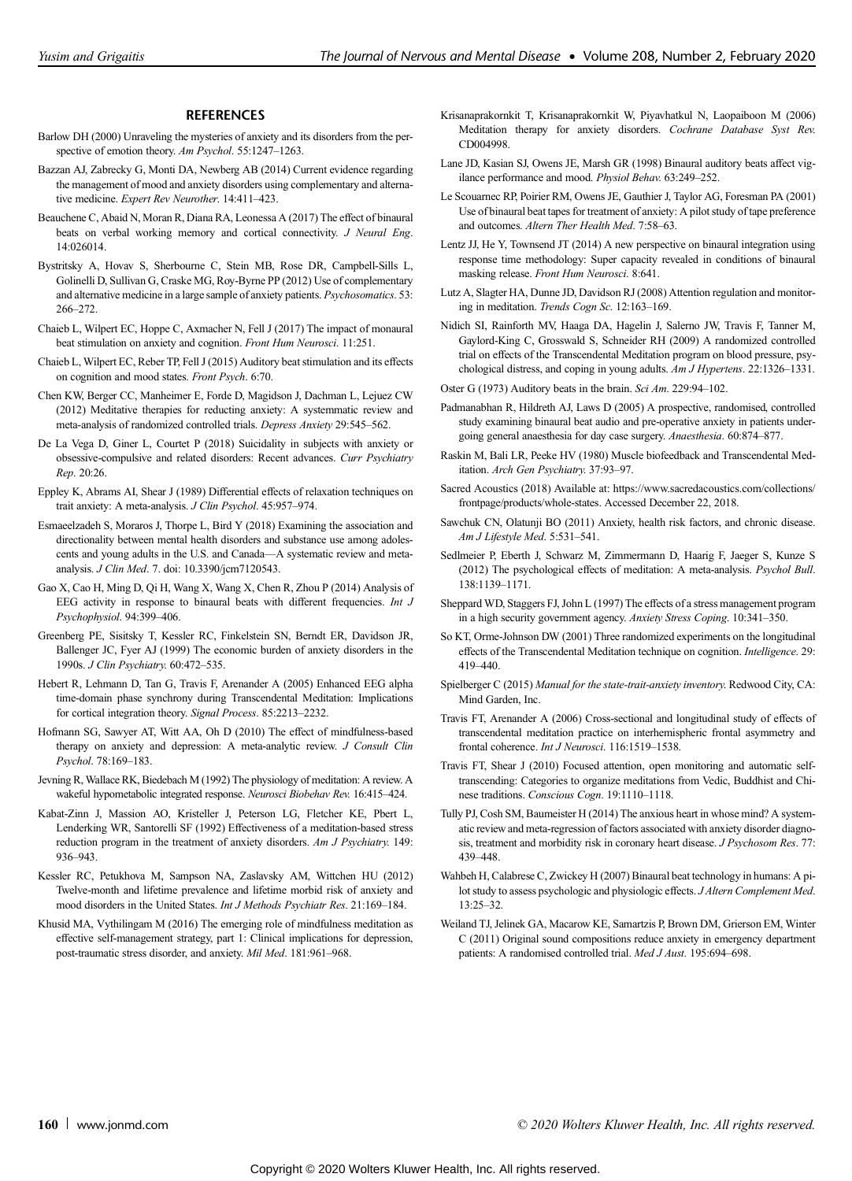## REFERENCES

Barlow DH (2000) Unraveling the mysteries of anxiety and its disorders from the perspective of emotion theory. *Am Psychol*. 55:1247–1263.

Bazzan AJ, Zabrecky G, Monti DA, Newberg AB (2014) Current evidence regarding the management of mood and anxiety disorders using complementary and alternative medicine. *Expert Rev Neurother*. 14:411–423.

Beauchene C, Abaid N, Moran R, Diana RA, Leonessa A (2017) The effect of binaural beats on verbal working memory and cortical connectivity. *J Neural Eng*. 14:026014.

Bystritsky A, Hovav S, Sherbourne C, Stein MB, Rose DR, Campbell-Sills L, Golinelli D, Sullivan G, Craske MG, Roy-Byrne PP (2012) Use of complementary and alternative medicine in a large sample of anxiety patients. *Psychosomatics*. 53: 266–272.

Chaieb L, Wilpert EC, Hoppe C, Axmacher N, Fell J (2017) The impact of monaural beat stimulation on anxiety and cognition. *Front Hum Neurosci*. 11:251.

Chaieb L, Wilpert EC, Reber TP, Fell J (2015) Auditory beat stimulation and its effects on cognition and mood states. *Front Psych*. 6:70.

Chen KW, Berger CC, Manheimer E, Forde D, Magidson J, Dachman L, Lejuez CW (2012) Meditative therapies for reducing anxiety: A systemmatic review and meta-analysis of randomized controlled trials. *Depress Anxiety* 29:545–562.

De La Vega D, Giner L, Courtet P (2018) Suicidality in subjects with anxiety or obsessive-compulsive and related disorders: Recent advances. *Curr Psychiatry Rep*. 20:26.

Eppley K, Abrams AI, Shear J (1989) Differential effects of relaxation techniques on trait anxiety: A meta-analysis. *J Clin Psychol*. 45:957–974.

Esmaeelzadeh S, Moraros J, Thorpe L, Bird Y (2018) Examining the association and directionality between mental health disorders and substance use among adolescents and young adults in the U.S. and Canada—A systematic review and meta-analysis. *J Clin Med*. 7. doi: 10.3390/jcm7120543.

Gao X, Cao H, Ming D, Qi H, Wang X, Wang X, Chen R, Zhou P (2014) Analysis of EEG activity in response to binaural beats with different frequencies. *Int J Psychophysiol*. 94:399–406.

Greenberg PE, Sisitsky T, Kessler RC, Finkelstein SN, Berndt ER, Davidson JR, Ballenger JC, Fyer AJ (1999) The economic burden of anxiety disorders in the 1990s. *J Clin Psychiatry*. 60:472–535.

Hebert R, Lehmann D, Tan G, Travis F, Arenander A (2005) Enhanced EEG alpha time-domain phase synchrony during Transcendental Meditation: Implications for cortical integration theory. *Signal Process*. 85:2213–2232.

Hofmann SG, Sawyer AT, Witt AA, Oh D (2010) The effect of mindfulness-based therapy on anxiety and depression: A meta-analytic review. *J Consult Clin Psychol*. 78:169–183.

Jevning R, Wallace RK, Biedebach M (1992) The physiology of meditation: A review. A wakeful hypometabolic integrated response. *Neurosci Biobehav Rev*. 16:415–424.

Kabat-Zinn J, Massion AO, Kristeller J, Peterson LG, Fletcher KE, Pbert L, Lenderking WR, Santorelli SF (1992) Effectiveness of a meditation-based stress reduction program in the treatment of anxiety disorders. *Am J Psychiatry*. 149: 936–943.

Kessler RC, Petukhova M, Sampson NA, Zaslavsky AM, Wittchen HU (2012) Twelve-month and lifetime prevalence and lifetime morbid risk of anxiety and mood disorders in the United States. *Int J Methods Psychiatr Res*. 21:169–184.

Khusid MA, Vythilingam M (2016) The emerging role of mindfulness meditation as effective self-management strategy, part 1: Clinical implications for depression, post-traumatic stress disorder, and anxiety. *Mil Med*. 181:961–968.

Krisanaprakornkit T, Krisanaprakornkit W, Piyavhatkul N, Laopaiboon M (2006) Meditation therapy for anxiety disorders. *Cochrane Database Syst Rev*. CD004998.

Lane JD, Kasian SJ, Owens JE, Marsh GR (1998) Binaural auditory beats affect vigilance performance and mood. *Physiol Behav*. 63:249–252.

Le Scouarnec RP, Poirier RM, Owens JE, Gauthier J, Taylor AG, Foresman PA (2001) Use of binaural beat tapes for treatment of anxiety: A pilot study of tape preference and outcomes. *Altern Ther Health Med*. 7:58–63.

Lentz JJ, He Y, Townsend JT (2014) A new perspective on binaural integration using response time methodology: Super capacity revealed in conditions of binaural masking release. *Front Hum Neurosci*. 8:641.

Lutz A, Slagter HA, Dunne JD, Davidson RJ (2008) Attention regulation and monitoring in meditation. *Trends Cogn Sc*. 12:163–169.

Nidich SI, Rainforth MV, Haaga DA, Hagelin J, Salerno JW, Travis F, Tanner M, Gaylord-King C, Grosswald S, Schneider RH (2009) A randomized controlled trial on effects of the Transcendental Meditation program on blood pressure, psychological distress, and coping in young adults. *Am J Hypertens*. 22:1326–1331.

Oster G (1973) Auditory beats in the brain. *Sci Am*. 229:94–102.

Padmanabhan R, Hildreth AJ, Laws D (2005) A prospective, randomised, controlled study examining binaural beat audio and pre-operative anxiety in patients undergoing general anaesthesia for day case surgery. *Anaesthesia*. 60:874–877.

Raskin M, Bali LR, Peeke HV (1980) Muscle biofeedback and Transcendental Meditation. *Arch Gen Psychiatry*. 37:93–97.

Sacred Acoustics (2018) Available at: https://www.sacredacoustics.com/collections/frontpage/products/whole-states. Accessed December 22, 2018.

Sawchuk CN, Olatunji BO (2011) Anxiety, health risk factors, and chronic disease. *Am J Lifestyle Med*. 5:531–541.

Sedlmeier P, Eberth J, Schwarz M, Zimmermann D, Haarig F, Jaeger S, Kunze S (2012) The psychological effects of meditation: A meta-analysis. *Psychol Bull*. 138:1139–1171.

Sheppard WD, Staggers FJ, John L (1997) The effects of a stress management program in a high security government agency. *Anxiety Stress Coping*. 10:341–350.

So KT, Orme-Johnson DW (2001) Three randomized experiments on the longitudinal effects of the Transcendental Meditation technique on cognition. *Intelligence*. 29: 419–440.

Spielberger C (2015) *Manual for the state-trait-anxiety inventory*. Redwood City, CA: Mind Garden, Inc.

Travis FT, Arenander A (2006) Cross-sectional and longitudinal study of effects of transcendental meditation practice on interhemispheric frontal asymmetry and frontal coherence. *Int J Neurosci*. 116:1519–1538.

Travis FT, Shear J (2010) Focused attention, open monitoring and automatic self-transcending: Categories to organize meditations from Vedic, Buddhist and Chinese traditions. *Conscious Cogn*. 19:1110–1118.

Tully PJ, Cosh SM, Baumeister H (2014) The anxious heart in whose mind? A systematic review and meta-regression of factors associated with anxiety disorder diagnosis, treatment and morbidity risk in coronary heart disease. *J Psychosom Res*. 77: 439–448.

Wahbeh H, Calabrese C, Zwickey H (2007) Binaural beat technology in humans: A pilot study to assess psychologic and physiologic effects. *J Altern Complement Med*. 13:25–32.

Weiland TJ, Jelinek GA, Macarow KE, Samartzis P, Brown DM, Grierson EM, Winter C (2011) Original sound compositions reduce anxiety in emergency department patients: A randomised controlled trial. *Med J Aust*. 195:694–698.